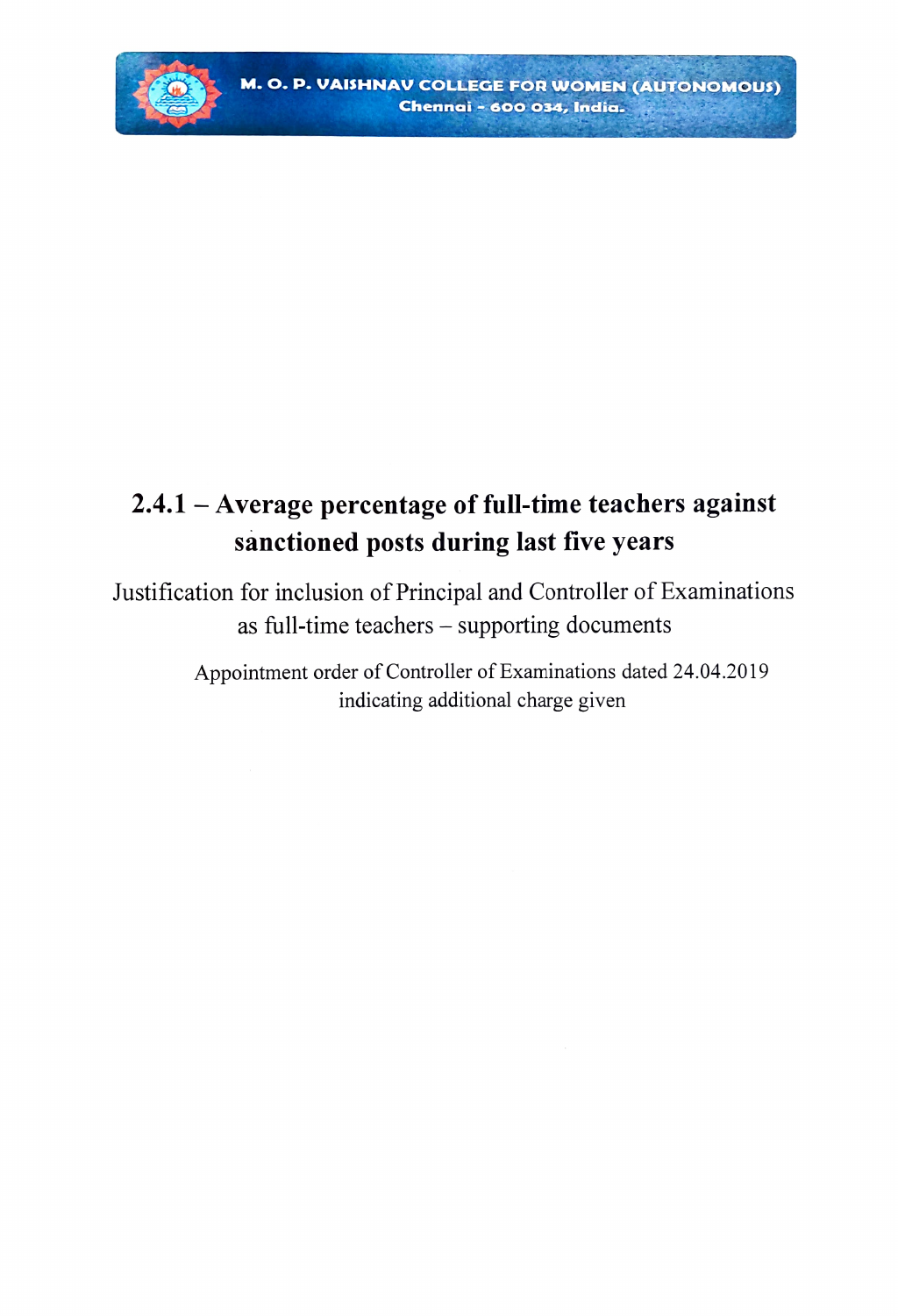**M. O. P. VAISHNAV COLLEGE FOR WOMEN (AUTONOMOUS)**
**Chennai - 600 034, India.**

# 2.4.1 – Average percentage of full-time teachers against sanctioned posts during last five years

Justification for inclusion of Principal and Controller of Examinations as full-time teachers – supporting documents

Appointment order of Controller of Examinations dated 24.04.2019 indicating additional charge given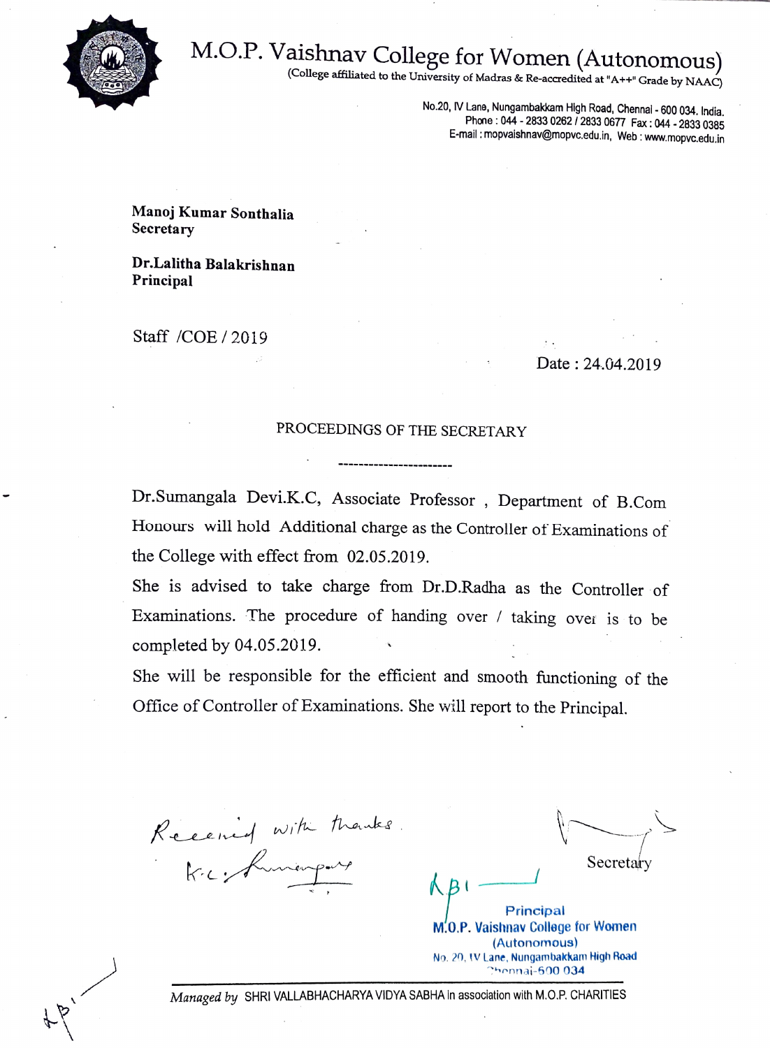# M.O.P. Vaishnav College for Women (Autonomous)

(College affiliated to the University of Madras & Re-accredited at "A++" Grade by NAAC)

No.20, IV Lane, Nungambakkam High Road, Chennai - 600 034. India.
Phone : 044 - 2833 0262 / 2833 0677 Fax : 044 - 2833 0385
E-mail : mopvaishnav@mopvc.edu.in, Web : www.mopvc.edu.in

**Manoj Kumar Sonthalia**
**Secretary**

**Dr.Lalitha Balakrishnan**
**Principal**

Staff /COE / 2019

Date : 24.04.2019

PROCEEDINGS OF THE SECRETARY

---

Dr.Sumangala Devi.K.C, Associate Professor , Department of B.Com Honours will hold Additional charge as the Controller of Examinations of the College with effect from 02.05.2019.

She is advised to take charge from Dr.D.Radha as the Controller of Examinations. The procedure of handing over / taking over is to be completed by 04.05.2019.

She will be responsible for the efficient and smooth functioning of the Office of Controller of Examinations. She will report to the Principal.

Received with thanks.
K.C. Sumangala

Secretary

Principal
M.O.P. Vaishnav College for Women
(Autonomous)
No. 20, IV Lane, Nungambakkam High Road
Chennai-600 034

*Managed by* SHRI VALLABHACHARYA VIDYA SABHA in association with M.O.P. CHARITIES